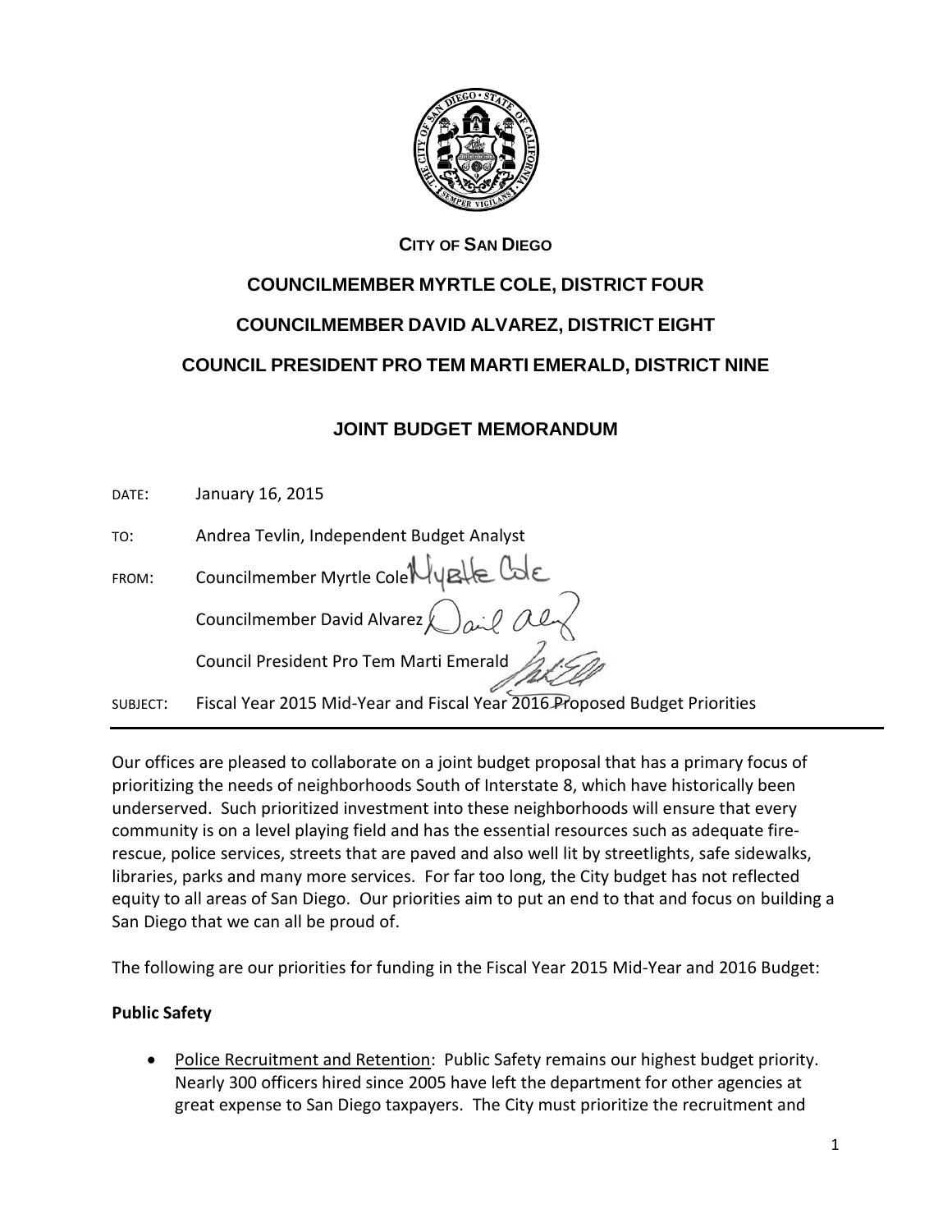**CITY OF SAN DIEGO**

**COUNCILMEMBER MYRTLE COLE, DISTRICT FOUR**

**COUNCILMEMBER DAVID ALVAREZ, DISTRICT EIGHT**

**COUNCIL PRESIDENT PRO TEM MARTI EMERALD, DISTRICT NINE**

## JOINT BUDGET MEMORANDUM

DATE: January 16, 2015

TO: Andrea Tevlin, Independent Budget Analyst

FROM: Councilmember Myrtle Cole

Councilmember David Alvarez

Council President Pro Tem Marti Emerald

SUBJECT: Fiscal Year 2015 Mid-Year and Fiscal Year 2016 Proposed Budget Priorities

---

Our offices are pleased to collaborate on a joint budget proposal that has a primary focus of prioritizing the needs of neighborhoods South of Interstate 8, which have historically been underserved. Such prioritized investment into these neighborhoods will ensure that every community is on a level playing field and has the essential resources such as adequate fire-rescue, police services, streets that are paved and also well lit by streetlights, safe sidewalks, libraries, parks and many more services. For far too long, the City budget has not reflected equity to all areas of San Diego. Our priorities aim to put an end to that and focus on building a San Diego that we can all be proud of.

The following are our priorities for funding in the Fiscal Year 2015 Mid-Year and 2016 Budget:

**Public Safety**

- <u>Police Recruitment and Retention</u>: Public Safety remains our highest budget priority. Nearly 300 officers hired since 2005 have left the department for other agencies at great expense to San Diego taxpayers. The City must prioritize the recruitment and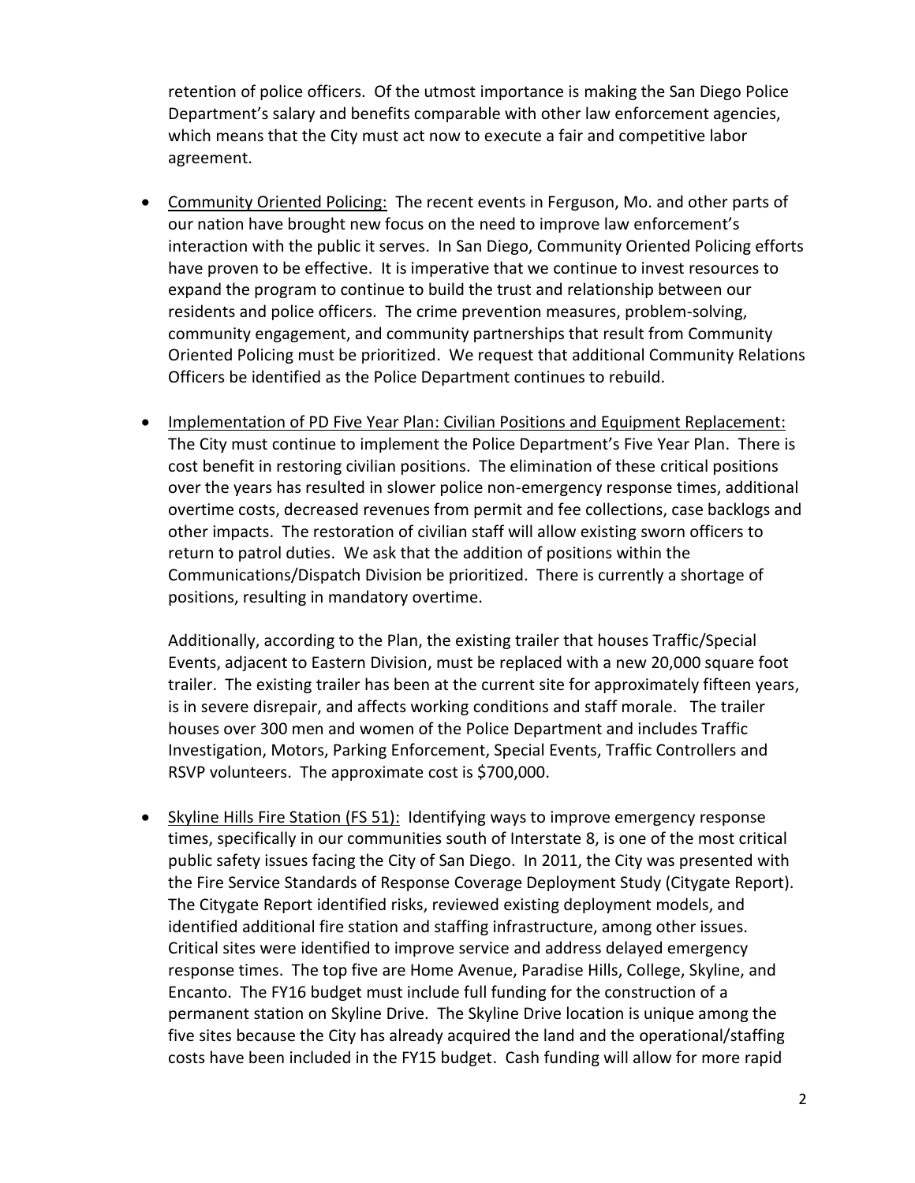retention of police officers. Of the utmost importance is making the San Diego Police Department's salary and benefits comparable with other law enforcement agencies, which means that the City must act now to execute a fair and competitive labor agreement.

- <u>Community Oriented Policing:</u> The recent events in Ferguson, Mo. and other parts of our nation have brought new focus on the need to improve law enforcement's interaction with the public it serves. In San Diego, Community Oriented Policing efforts have proven to be effective. It is imperative that we continue to invest resources to expand the program to continue to build the trust and relationship between our residents and police officers. The crime prevention measures, problem-solving, community engagement, and community partnerships that result from Community Oriented Policing must be prioritized. We request that additional Community Relations Officers be identified as the Police Department continues to rebuild.

- <u>Implementation of PD Five Year Plan: Civilian Positions and Equipment Replacement:</u> The City must continue to implement the Police Department's Five Year Plan. There is cost benefit in restoring civilian positions. The elimination of these critical positions over the years has resulted in slower police non-emergency response times, additional overtime costs, decreased revenues from permit and fee collections, case backlogs and other impacts. The restoration of civilian staff will allow existing sworn officers to return to patrol duties. We ask that the addition of positions within the Communications/Dispatch Division be prioritized. There is currently a shortage of positions, resulting in mandatory overtime.

  Additionally, according to the Plan, the existing trailer that houses Traffic/Special Events, adjacent to Eastern Division, must be replaced with a new 20,000 square foot trailer. The existing trailer has been at the current site for approximately fifteen years, is in severe disrepair, and affects working conditions and staff morale. The trailer houses over 300 men and women of the Police Department and includes Traffic Investigation, Motors, Parking Enforcement, Special Events, Traffic Controllers and RSVP volunteers. The approximate cost is $700,000.

- <u>Skyline Hills Fire Station (FS 51):</u> Identifying ways to improve emergency response times, specifically in our communities south of Interstate 8, is one of the most critical public safety issues facing the City of San Diego. In 2011, the City was presented with the Fire Service Standards of Response Coverage Deployment Study (Citygate Report). The Citygate Report identified risks, reviewed existing deployment models, and identified additional fire station and staffing infrastructure, among other issues. Critical sites were identified to improve service and address delayed emergency response times. The top five are Home Avenue, Paradise Hills, College, Skyline, and Encanto. The FY16 budget must include full funding for the construction of a permanent station on Skyline Drive. The Skyline Drive location is unique among the five sites because the City has already acquired the land and the operational/staffing costs have been included in the FY15 budget. Cash funding will allow for more rapid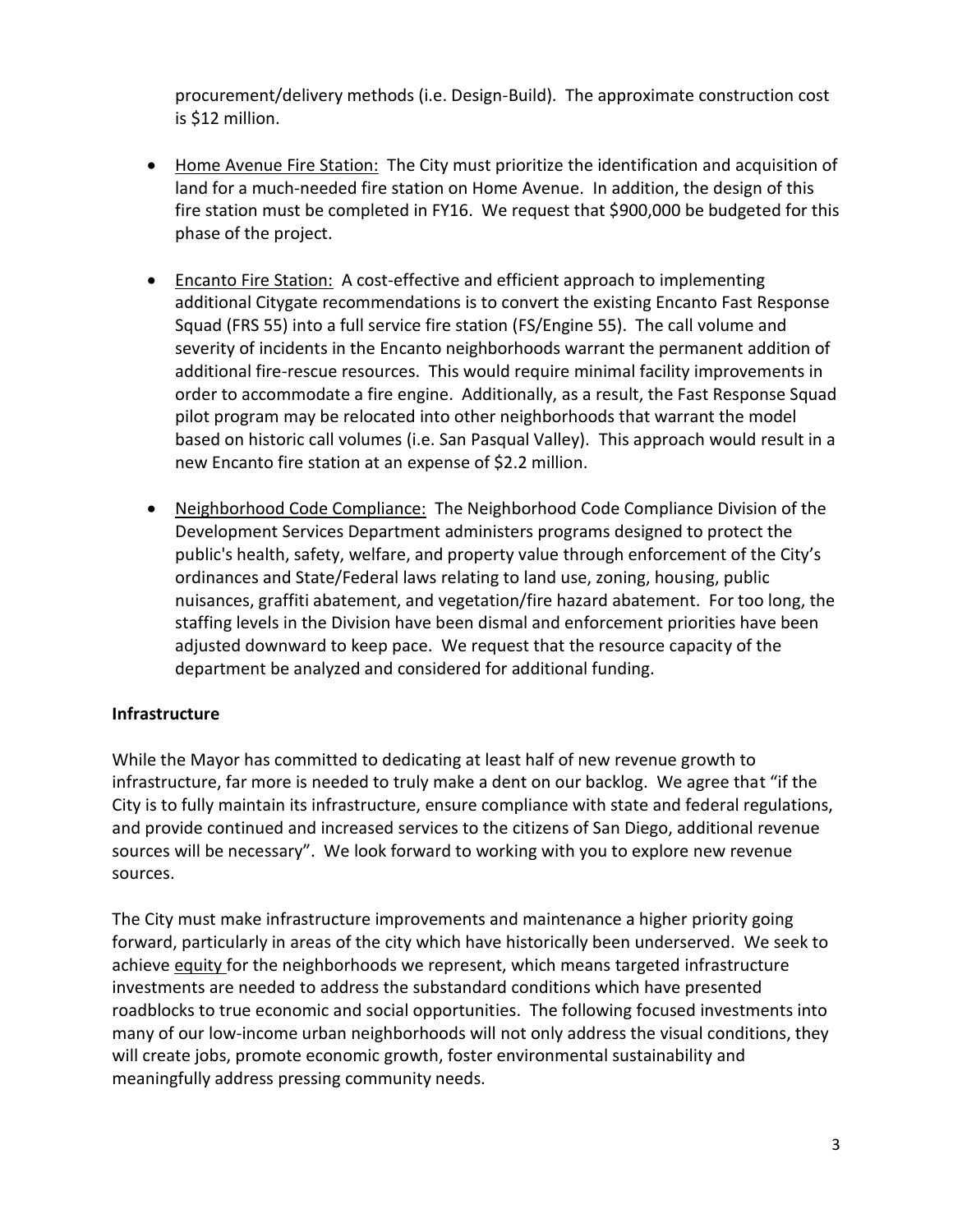procurement/delivery methods (i.e. Design-Build). The approximate construction cost is $12 million.

- Home Avenue Fire Station: The City must prioritize the identification and acquisition of land for a much-needed fire station on Home Avenue. In addition, the design of this fire station must be completed in FY16. We request that $900,000 be budgeted for this phase of the project.

- Encanto Fire Station: A cost-effective and efficient approach to implementing additional Citygate recommendations is to convert the existing Encanto Fast Response Squad (FRS 55) into a full service fire station (FS/Engine 55). The call volume and severity of incidents in the Encanto neighborhoods warrant the permanent addition of additional fire-rescue resources. This would require minimal facility improvements in order to accommodate a fire engine. Additionally, as a result, the Fast Response Squad pilot program may be relocated into other neighborhoods that warrant the model based on historic call volumes (i.e. San Pasqual Valley). This approach would result in a new Encanto fire station at an expense of $2.2 million.

- Neighborhood Code Compliance: The Neighborhood Code Compliance Division of the Development Services Department administers programs designed to protect the public's health, safety, welfare, and property value through enforcement of the City's ordinances and State/Federal laws relating to land use, zoning, housing, public nuisances, graffiti abatement, and vegetation/fire hazard abatement. For too long, the staffing levels in the Division have been dismal and enforcement priorities have been adjusted downward to keep pace. We request that the resource capacity of the department be analyzed and considered for additional funding.

**Infrastructure**

While the Mayor has committed to dedicating at least half of new revenue growth to infrastructure, far more is needed to truly make a dent on our backlog. We agree that "if the City is to fully maintain its infrastructure, ensure compliance with state and federal regulations, and provide continued and increased services to the citizens of San Diego, additional revenue sources will be necessary". We look forward to working with you to explore new revenue sources.

The City must make infrastructure improvements and maintenance a higher priority going forward, particularly in areas of the city which have historically been underserved. We seek to achieve equity for the neighborhoods we represent, which means targeted infrastructure investments are needed to address the substandard conditions which have presented roadblocks to true economic and social opportunities. The following focused investments into many of our low-income urban neighborhoods will not only address the visual conditions, they will create jobs, promote economic growth, foster environmental sustainability and meaningfully address pressing community needs.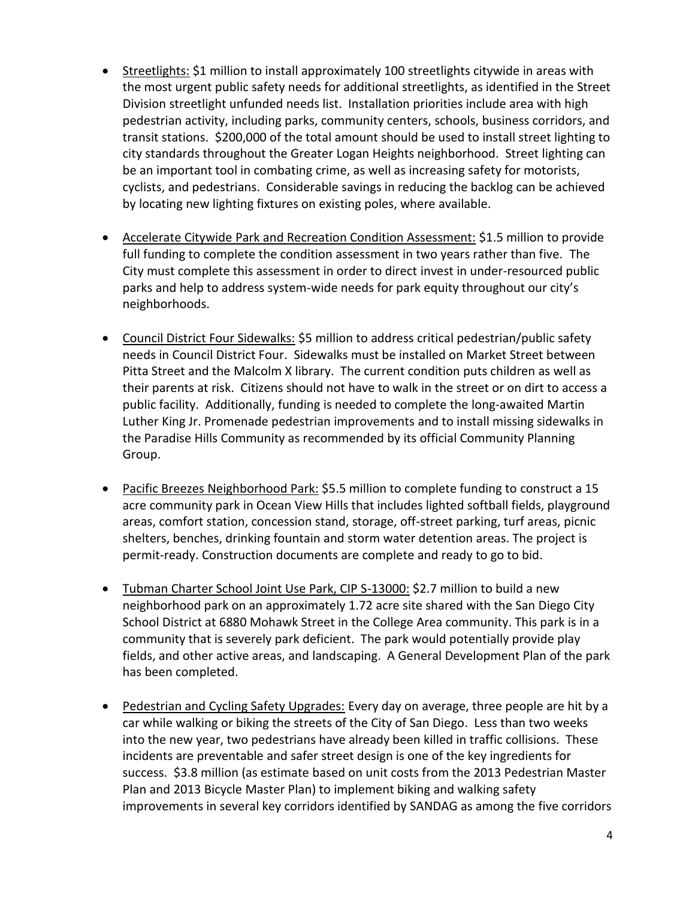- Streetlights: $1 million to install approximately 100 streetlights citywide in areas with the most urgent public safety needs for additional streetlights, as identified in the Street Division streetlight unfunded needs list. Installation priorities include area with high pedestrian activity, including parks, community centers, schools, business corridors, and transit stations. $200,000 of the total amount should be used to install street lighting to city standards throughout the Greater Logan Heights neighborhood. Street lighting can be an important tool in combating crime, as well as increasing safety for motorists, cyclists, and pedestrians. Considerable savings in reducing the backlog can be achieved by locating new lighting fixtures on existing poles, where available.

- Accelerate Citywide Park and Recreation Condition Assessment: $1.5 million to provide full funding to complete the condition assessment in two years rather than five. The City must complete this assessment in order to direct invest in under-resourced public parks and help to address system-wide needs for park equity throughout our city's neighborhoods.

- Council District Four Sidewalks: $5 million to address critical pedestrian/public safety needs in Council District Four. Sidewalks must be installed on Market Street between Pitta Street and the Malcolm X library. The current condition puts children as well as their parents at risk. Citizens should not have to walk in the street or on dirt to access a public facility. Additionally, funding is needed to complete the long-awaited Martin Luther King Jr. Promenade pedestrian improvements and to install missing sidewalks in the Paradise Hills Community as recommended by its official Community Planning Group.

- Pacific Breezes Neighborhood Park: $5.5 million to complete funding to construct a 15 acre community park in Ocean View Hills that includes lighted softball fields, playground areas, comfort station, concession stand, storage, off-street parking, turf areas, picnic shelters, benches, drinking fountain and storm water detention areas. The project is permit-ready. Construction documents are complete and ready to go to bid.

- Tubman Charter School Joint Use Park, CIP S-13000: $2.7 million to build a new neighborhood park on an approximately 1.72 acre site shared with the San Diego City School District at 6880 Mohawk Street in the College Area community. This park is in a community that is severely park deficient. The park would potentially provide play fields, and other active areas, and landscaping. A General Development Plan of the park has been completed.

- Pedestrian and Cycling Safety Upgrades: Every day on average, three people are hit by a car while walking or biking the streets of the City of San Diego. Less than two weeks into the new year, two pedestrians have already been killed in traffic collisions. These incidents are preventable and safer street design is one of the key ingredients for success. $3.8 million (as estimate based on unit costs from the 2013 Pedestrian Master Plan and 2013 Bicycle Master Plan) to implement biking and walking safety improvements in several key corridors identified by SANDAG as among the five corridors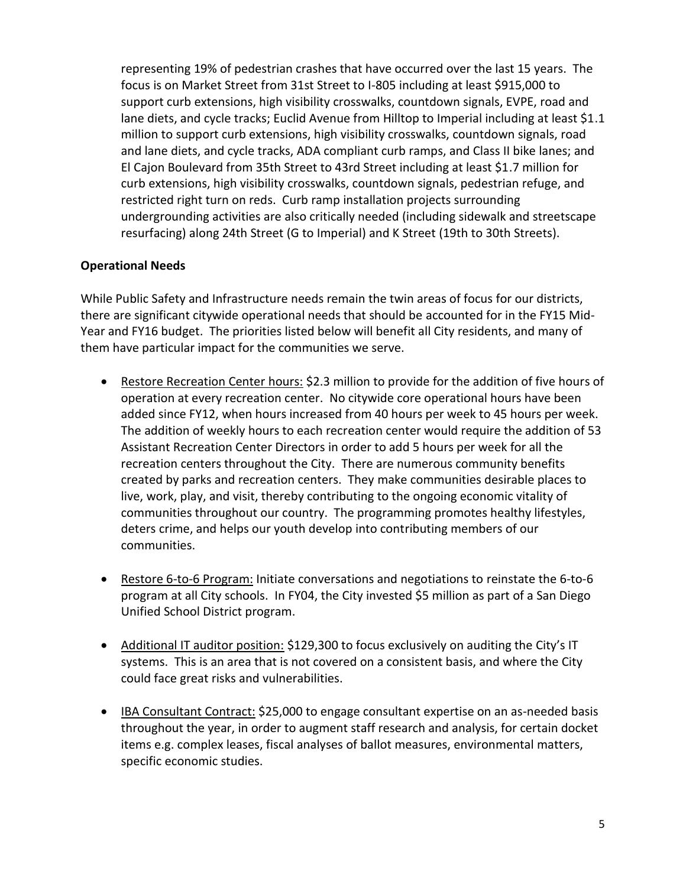representing 19% of pedestrian crashes that have occurred over the last 15 years. The focus is on Market Street from 31st Street to I-805 including at least $915,000 to support curb extensions, high visibility crosswalks, countdown signals, EVPE, road and lane diets, and cycle tracks; Euclid Avenue from Hilltop to Imperial including at least $1.1 million to support curb extensions, high visibility crosswalks, countdown signals, road and lane diets, and cycle tracks, ADA compliant curb ramps, and Class II bike lanes; and El Cajon Boulevard from 35th Street to 43rd Street including at least $1.7 million for curb extensions, high visibility crosswalks, countdown signals, pedestrian refuge, and restricted right turn on reds. Curb ramp installation projects surrounding undergrounding activities are also critically needed (including sidewalk and streetscape resurfacing) along 24th Street (G to Imperial) and K Street (19th to 30th Streets).

**Operational Needs**

While Public Safety and Infrastructure needs remain the twin areas of focus for our districts, there are significant citywide operational needs that should be accounted for in the FY15 Mid-Year and FY16 budget. The priorities listed below will benefit all City residents, and many of them have particular impact for the communities we serve.

- <u>Restore Recreation Center hours:</u> $2.3 million to provide for the addition of five hours of operation at every recreation center. No citywide core operational hours have been added since FY12, when hours increased from 40 hours per week to 45 hours per week. The addition of weekly hours to each recreation center would require the addition of 53 Assistant Recreation Center Directors in order to add 5 hours per week for all the recreation centers throughout the City. There are numerous community benefits created by parks and recreation centers. They make communities desirable places to live, work, play, and visit, thereby contributing to the ongoing economic vitality of communities throughout our country. The programming promotes healthy lifestyles, deters crime, and helps our youth develop into contributing members of our communities.

- <u>Restore 6-to-6 Program:</u> Initiate conversations and negotiations to reinstate the 6-to-6 program at all City schools. In FY04, the City invested $5 million as part of a San Diego Unified School District program.

- <u>Additional IT auditor position:</u> $129,300 to focus exclusively on auditing the City's IT systems. This is an area that is not covered on a consistent basis, and where the City could face great risks and vulnerabilities.

- <u>IBA Consultant Contract:</u> $25,000 to engage consultant expertise on an as-needed basis throughout the year, in order to augment staff research and analysis, for certain docket items e.g. complex leases, fiscal analyses of ballot measures, environmental matters, specific economic studies.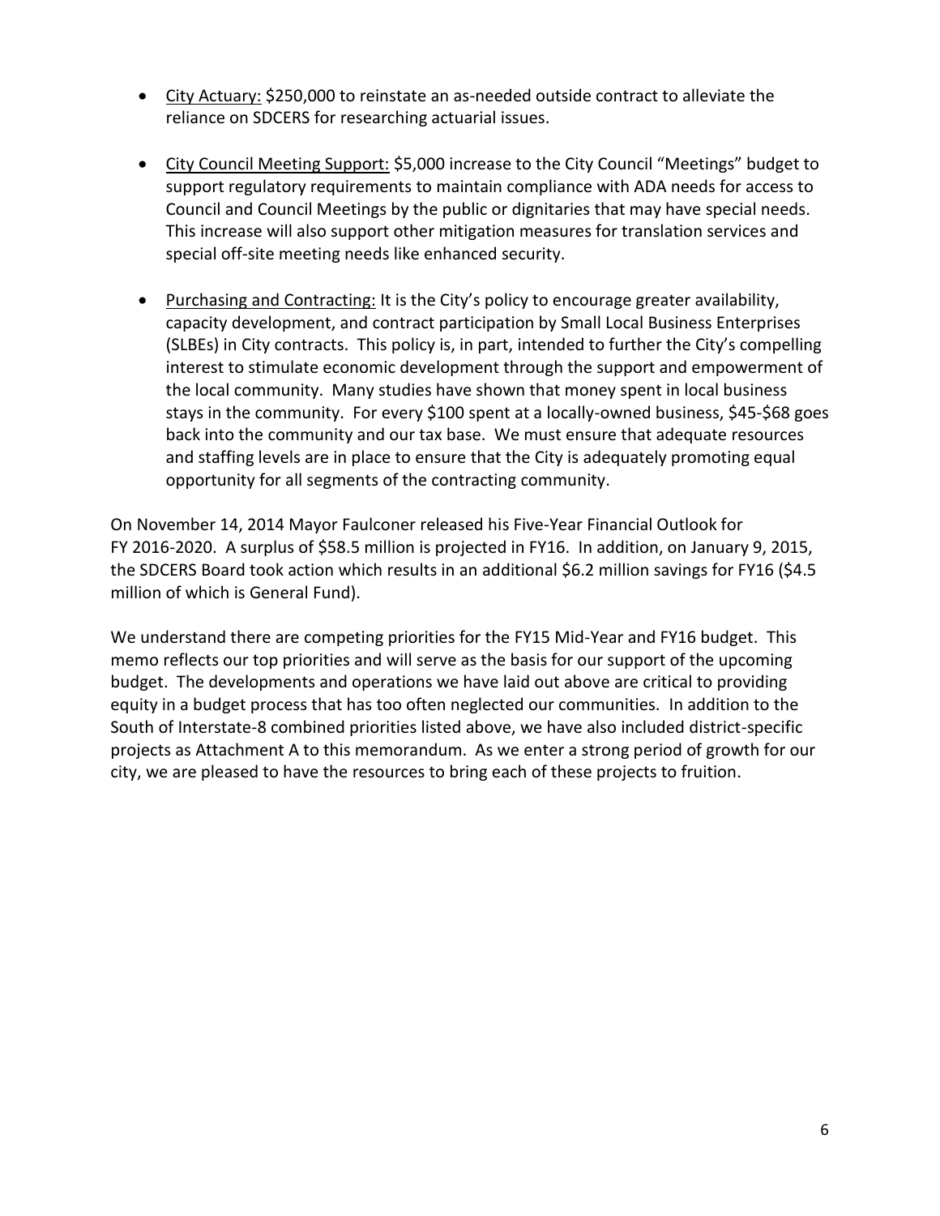- <u>City Actuary:</u> $250,000 to reinstate an as-needed outside contract to alleviate the reliance on SDCERS for researching actuarial issues.

- <u>City Council Meeting Support:</u> $5,000 increase to the City Council "Meetings" budget to support regulatory requirements to maintain compliance with ADA needs for access to Council and Council Meetings by the public or dignitaries that may have special needs. This increase will also support other mitigation measures for translation services and special off-site meeting needs like enhanced security.

- <u>Purchasing and Contracting:</u> It is the City's policy to encourage greater availability, capacity development, and contract participation by Small Local Business Enterprises (SLBEs) in City contracts. This policy is, in part, intended to further the City's compelling interest to stimulate economic development through the support and empowerment of the local community. Many studies have shown that money spent in local business stays in the community. For every $100 spent at a locally-owned business, $45-$68 goes back into the community and our tax base. We must ensure that adequate resources and staffing levels are in place to ensure that the City is adequately promoting equal opportunity for all segments of the contracting community.

On November 14, 2014 Mayor Faulconer released his Five-Year Financial Outlook for FY 2016-2020. A surplus of $58.5 million is projected in FY16. In addition, on January 9, 2015, the SDCERS Board took action which results in an additional $6.2 million savings for FY16 ($4.5 million of which is General Fund).

We understand there are competing priorities for the FY15 Mid-Year and FY16 budget. This memo reflects our top priorities and will serve as the basis for our support of the upcoming budget. The developments and operations we have laid out above are critical to providing equity in a budget process that has too often neglected our communities. In addition to the South of Interstate-8 combined priorities listed above, we have also included district-specific projects as Attachment A to this memorandum. As we enter a strong period of growth for our city, we are pleased to have the resources to bring each of these projects to fruition.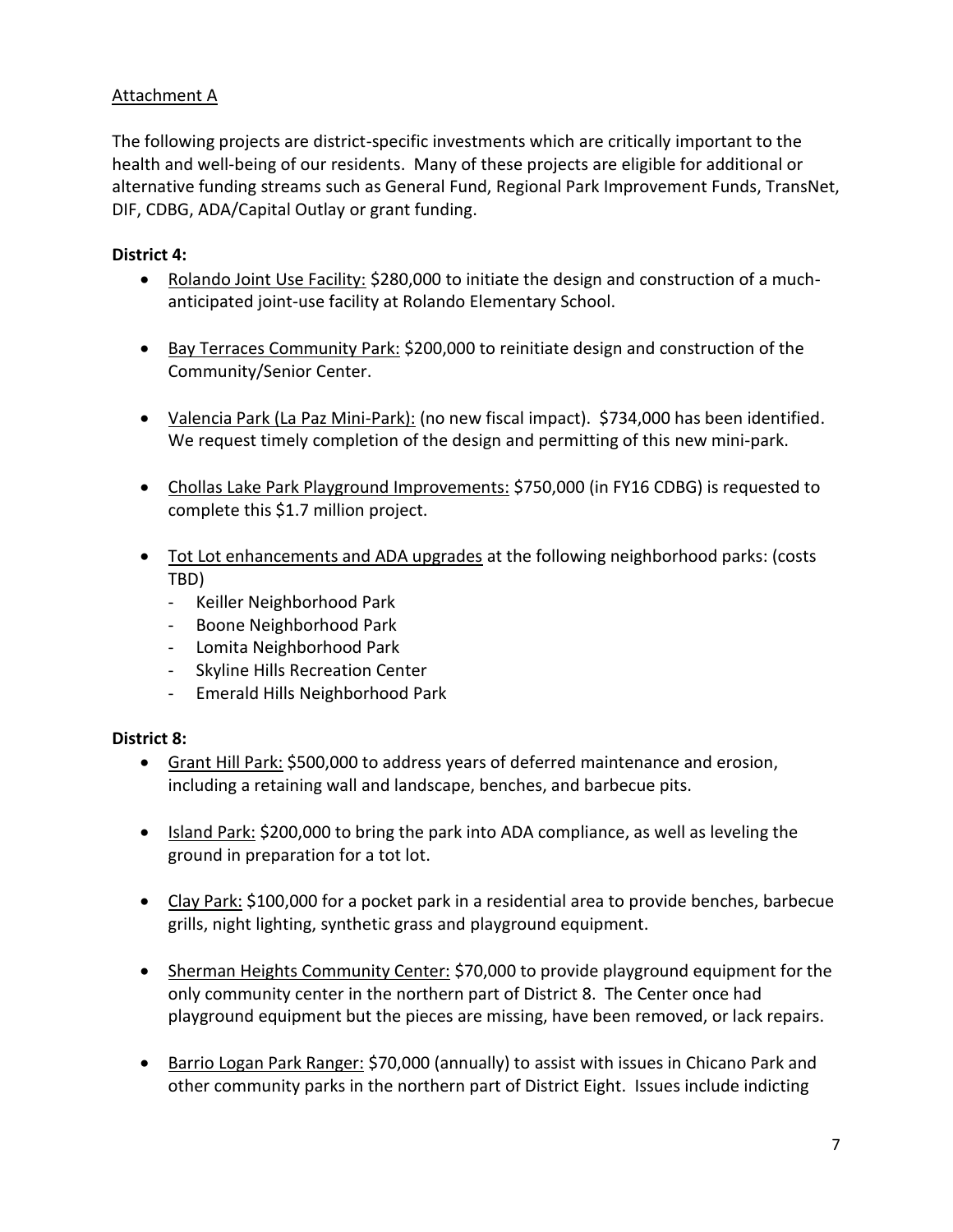<u>Attachment A</u>

The following projects are district-specific investments which are critically important to the health and well-being of our residents. Many of these projects are eligible for additional or alternative funding streams such as General Fund, Regional Park Improvement Funds, TransNet, DIF, CDBG, ADA/Capital Outlay or grant funding.

**District 4:**

- <u>Rolando Joint Use Facility:</u> $280,000 to initiate the design and construction of a much-anticipated joint-use facility at Rolando Elementary School.

- <u>Bay Terraces Community Park:</u> $200,000 to reinitiate design and construction of the Community/Senior Center.

- <u>Valencia Park (La Paz Mini-Park):</u> (no new fiscal impact). $734,000 has been identified. We request timely completion of the design and permitting of this new mini-park.

- <u>Chollas Lake Park Playground Improvements:</u> $750,000 (in FY16 CDBG) is requested to complete this $1.7 million project.

- <u>Tot Lot enhancements and ADA upgrades</u> at the following neighborhood parks: (costs TBD)
  - Keiller Neighborhood Park
  - Boone Neighborhood Park
  - Lomita Neighborhood Park
  - Skyline Hills Recreation Center
  - Emerald Hills Neighborhood Park

**District 8:**

- <u>Grant Hill Park:</u> $500,000 to address years of deferred maintenance and erosion, including a retaining wall and landscape, benches, and barbecue pits.

- <u>Island Park:</u> $200,000 to bring the park into ADA compliance, as well as leveling the ground in preparation for a tot lot.

- <u>Clay Park:</u> $100,000 for a pocket park in a residential area to provide benches, barbecue grills, night lighting, synthetic grass and playground equipment.

- <u>Sherman Heights Community Center:</u> $70,000 to provide playground equipment for the only community center in the northern part of District 8. The Center once had playground equipment but the pieces are missing, have been removed, or lack repairs.

- <u>Barrio Logan Park Ranger:</u> $70,000 (annually) to assist with issues in Chicano Park and other community parks in the northern part of District Eight. Issues include indicting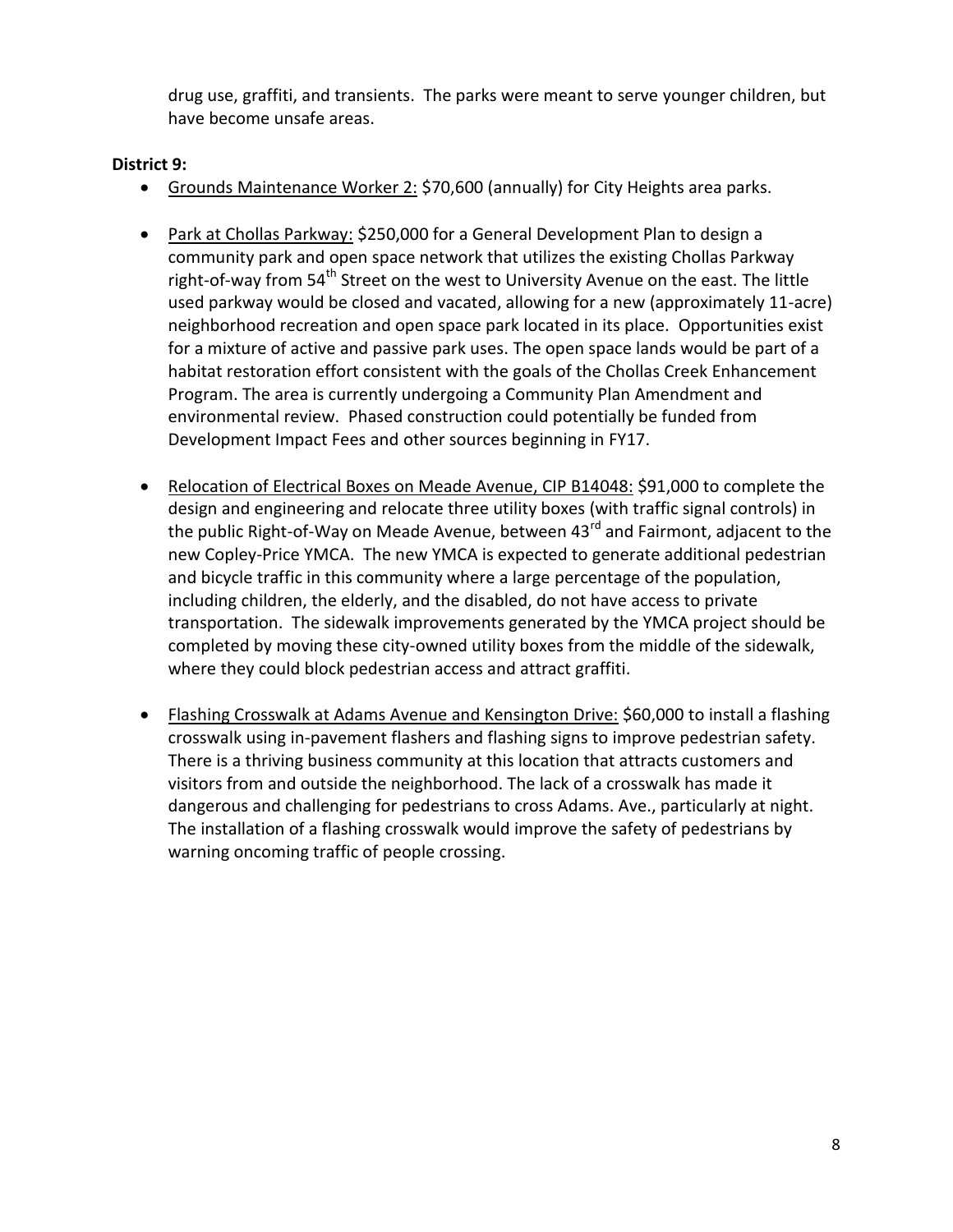drug use, graffiti, and transients. The parks were meant to serve younger children, but have become unsafe areas.

**District 9:**

- Grounds Maintenance Worker 2: $70,600 (annually) for City Heights area parks.

- Park at Chollas Parkway: $250,000 for a General Development Plan to design a community park and open space network that utilizes the existing Chollas Parkway right-of-way from 54th Street on the west to University Avenue on the east. The little used parkway would be closed and vacated, allowing for a new (approximately 11-acre) neighborhood recreation and open space park located in its place. Opportunities exist for a mixture of active and passive park uses. The open space lands would be part of a habitat restoration effort consistent with the goals of the Chollas Creek Enhancement Program. The area is currently undergoing a Community Plan Amendment and environmental review. Phased construction could potentially be funded from Development Impact Fees and other sources beginning in FY17.

- Relocation of Electrical Boxes on Meade Avenue, CIP B14048: $91,000 to complete the design and engineering and relocate three utility boxes (with traffic signal controls) in the public Right-of-Way on Meade Avenue, between 43rd and Fairmont, adjacent to the new Copley-Price YMCA. The new YMCA is expected to generate additional pedestrian and bicycle traffic in this community where a large percentage of the population, including children, the elderly, and the disabled, do not have access to private transportation. The sidewalk improvements generated by the YMCA project should be completed by moving these city-owned utility boxes from the middle of the sidewalk, where they could block pedestrian access and attract graffiti.

- Flashing Crosswalk at Adams Avenue and Kensington Drive: $60,000 to install a flashing crosswalk using in-pavement flashers and flashing signs to improve pedestrian safety. There is a thriving business community at this location that attracts customers and visitors from and outside the neighborhood. The lack of a crosswalk has made it dangerous and challenging for pedestrians to cross Adams. Ave., particularly at night. The installation of a flashing crosswalk would improve the safety of pedestrians by warning oncoming traffic of people crossing.